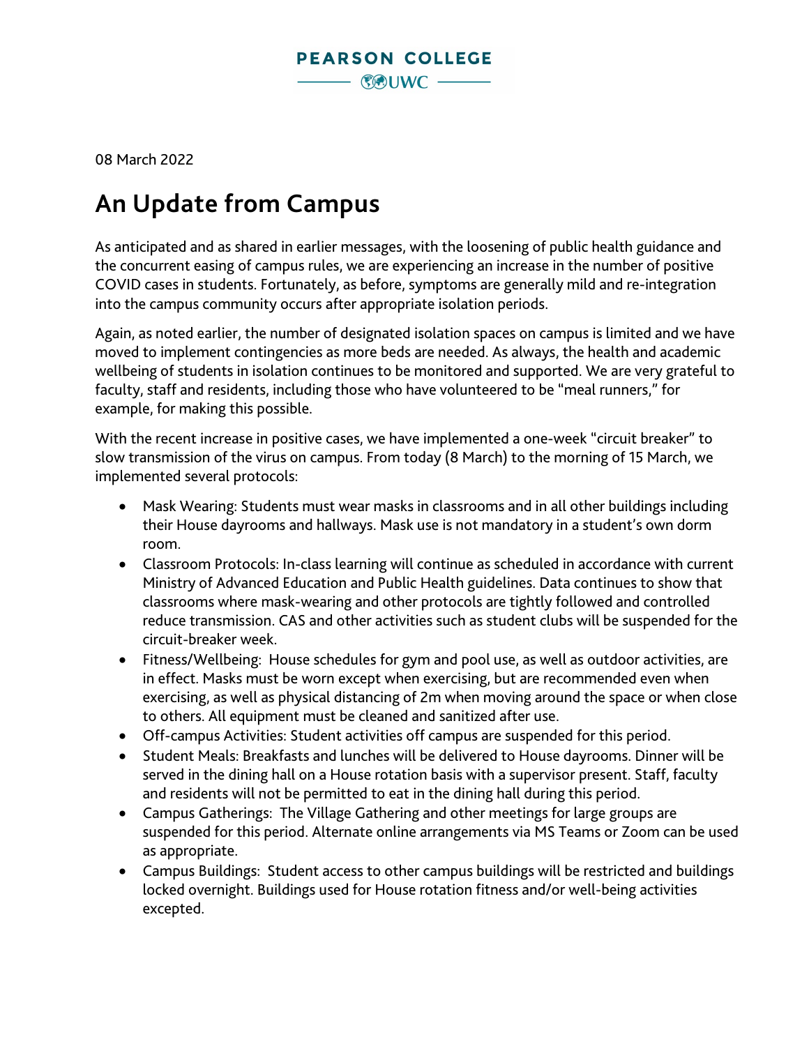PEARSON COLLEGE

UWC

08 March 2022

# An Update from Campus

As anticipated and as shared in earlier messages, with the loosening of public health guidance and the concurrent easing of campus rules, we are experiencing an increase in the number of positive COVID cases in students. Fortunately, as before, symptoms are generally mild and re-integration into the campus community occurs after appropriate isolation periods.

Again, as noted earlier, the number of designated isolation spaces on campus is limited and we have moved to implement contingencies as more beds are needed. As always, the health and academic wellbeing of students in isolation continues to be monitored and supported. We are very grateful to faculty, staff and residents, including those who have volunteered to be "meal runners," for example, for making this possible.

With the recent increase in positive cases, we have implemented a one-week "circuit breaker" to slow transmission of the virus on campus. From today (8 March) to the morning of 15 March, we implemented several protocols:

- Mask Wearing: Students must wear masks in classrooms and in all other buildings including their House dayrooms and hallways. Mask use is not mandatory in a student's own dorm room.
- Classroom Protocols: In-class learning will continue as scheduled in accordance with current Ministry of Advanced Education and Public Health guidelines. Data continues to show that classrooms where mask-wearing and other protocols are tightly followed and controlled reduce transmission. CAS and other activities such as student clubs will be suspended for the circuit-breaker week.
- Fitness/Wellbeing: House schedules for gym and pool use, as well as outdoor activities, are in effect. Masks must be worn except when exercising, but are recommended even when exercising, as well as physical distancing of 2m when moving around the space or when close to others. All equipment must be cleaned and sanitized after use.
- Off-campus Activities: Student activities off campus are suspended for this period.
- Student Meals: Breakfasts and lunches will be delivered to House dayrooms. Dinner will be served in the dining hall on a House rotation basis with a supervisor present. Staff, faculty and residents will not be permitted to eat in the dining hall during this period.
- Campus Gatherings: The Village Gathering and other meetings for large groups are suspended for this period. Alternate online arrangements via MS Teams or Zoom can be used as appropriate.
- Campus Buildings: Student access to other campus buildings will be restricted and buildings locked overnight. Buildings used for House rotation fitness and/or well-being activities excepted.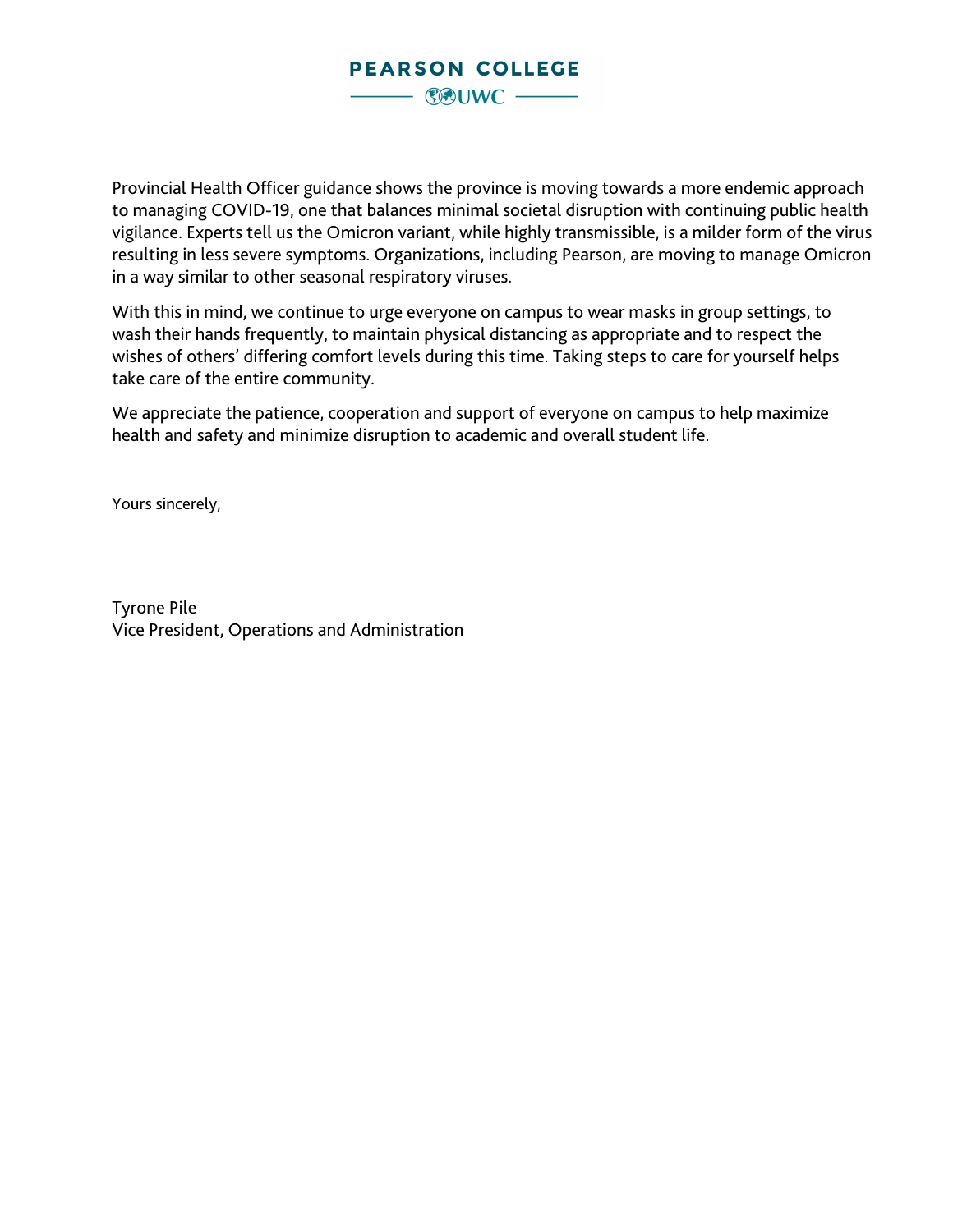Provincial Health Officer guidance shows the province is moving towards a more endemic approach to managing COVID-19, one that balances minimal societal disruption with continuing public health vigilance. Experts tell us the Omicron variant, while highly transmissible, is a milder form of the virus resulting in less severe symptoms. Organizations, including Pearson, are moving to manage Omicron in a way similar to other seasonal respiratory viruses.

With this in mind, we continue to urge everyone on campus to wear masks in group settings, to wash their hands frequently, to maintain physical distancing as appropriate and to respect the wishes of others' differing comfort levels during this time. Taking steps to care for yourself helps take care of the entire community.

We appreciate the patience, cooperation and support of everyone on campus to help maximize health and safety and minimize disruption to academic and overall student life.

Yours sincerely,

Tyrone Pile
Vice President, Operations and Administration